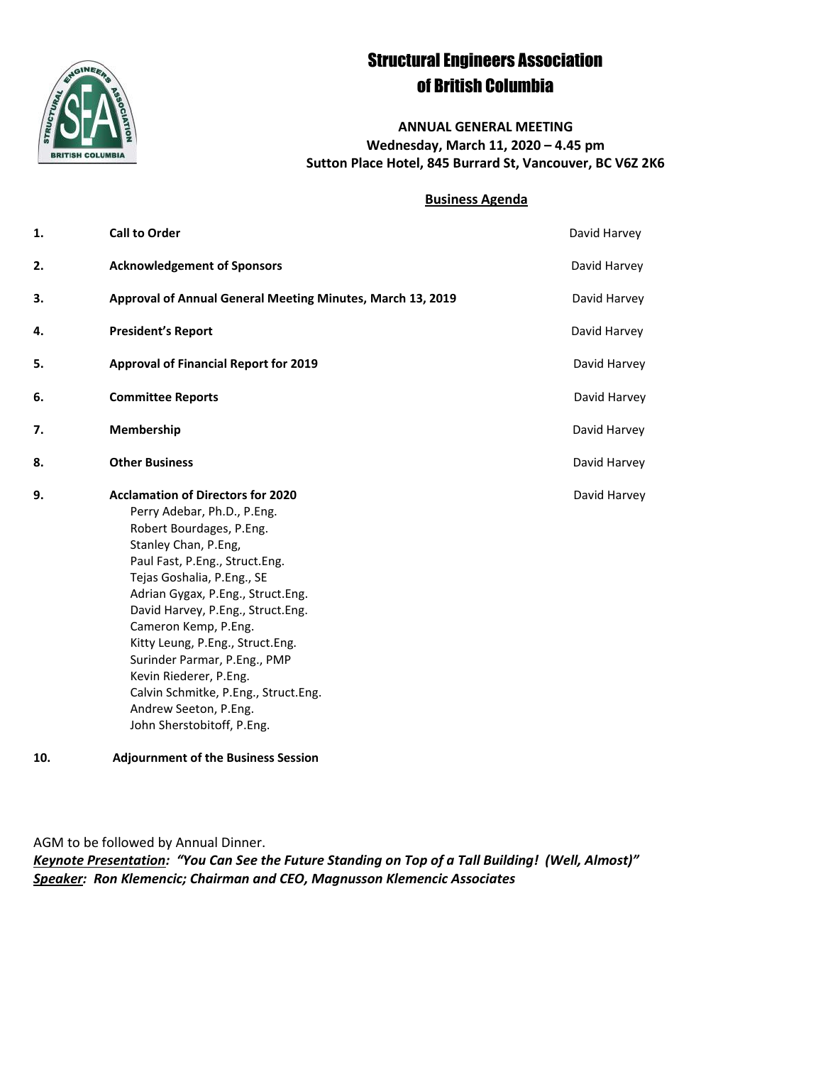# Structural Engineers Association of British Columbia

**ANNUAL GENERAL MEETING**
**Wednesday, March 11, 2020 – 4.45 pm**
**Sutton Place Hotel, 845 Burrard St, Vancouver, BC V6Z 2K6**

## Business Agenda

| | | |
|---|---|---|
| **1.** | **Call to Order** | David Harvey |
| **2.** | **Acknowledgement of Sponsors** | David Harvey |
| **3.** | **Approval of Annual General Meeting Minutes, March 13, 2019** | David Harvey |
| **4.** | **President's Report** | David Harvey |
| **5.** | **Approval of Financial Report for 2019** | David Harvey |
| **6.** | **Committee Reports** | David Harvey |
| **7.** | **Membership** | David Harvey |
| **8.** | **Other Business** | David Harvey |
| **9.** | **Acclamation of Directors for 2020** | David Harvey |

Perry Adebar, Ph.D., P.Eng.
Robert Bourdages, P.Eng.
Stanley Chan, P.Eng,
Paul Fast, P.Eng., Struct.Eng.
Tejas Goshalia, P.Eng., SE
Adrian Gygax, P.Eng., Struct.Eng.
David Harvey, P.Eng., Struct.Eng.
Cameron Kemp, P.Eng.
Kitty Leung, P.Eng., Struct.Eng.
Surinder Parmar, P.Eng., PMP
Kevin Riederer, P.Eng.
Calvin Schmitke, P.Eng., Struct.Eng.
Andrew Seeton, P.Eng.
John Sherstobitoff, P.Eng.

**10.** **Adjournment of the Business Session**

AGM to be followed by Annual Dinner.
***Keynote Presentation:*** ***"You Can See the Future Standing on Top of a Tall Building! (Well, Almost)"***
***Speaker:*** ***Ron Klemencic; Chairman and CEO, Magnusson Klemencic Associates***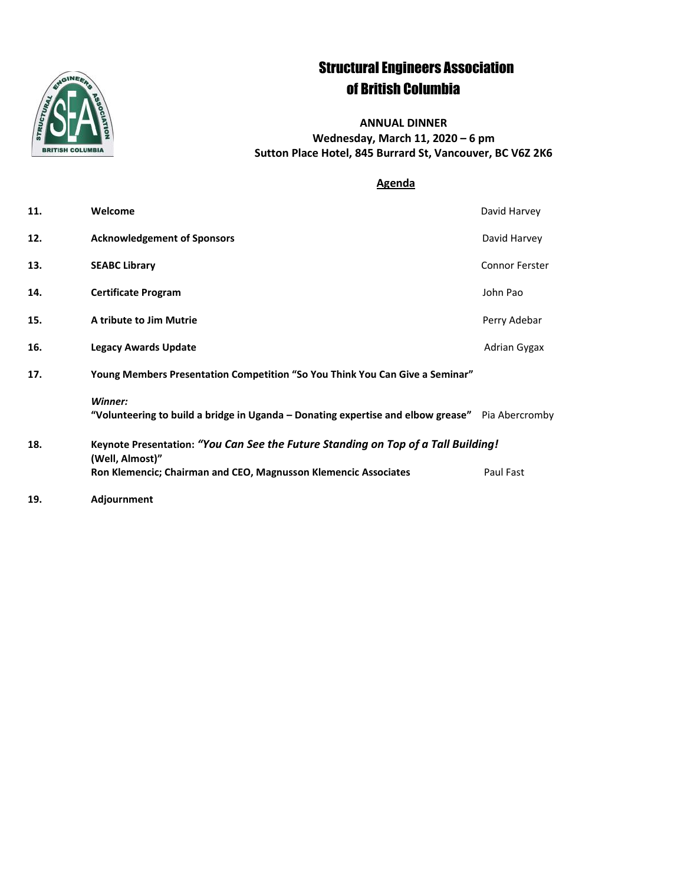# Structural Engineers Association of British Columbia

**ANNUAL DINNER**
**Wednesday, March 11, 2020 – 6 pm**
**Sutton Place Hotel, 845 Burrard St, Vancouver, BC V6Z 2K6**

## Agenda

| | | |
|---|---|---|
| **11.** | **Welcome** | David Harvey |
| **12.** | **Acknowledgement of Sponsors** | David Harvey |
| **13.** | **SEABC Library** | Connor Ferster |
| **14.** | **Certificate Program** | John Pao |
| **15.** | **A tribute to Jim Mutrie** | Perry Adebar |
| **16.** | **Legacy Awards Update** | Adrian Gygax |
| **17.** | **Young Members Presentation Competition "So You Think You Can Give a Seminar"**<br>***Winner:***<br>**"Volunteering to build a bridge in Uganda – Donating expertise and elbow grease"** | Pia Abercromby |
| **18.** | **Keynote Presentation:** ***"You Can See the Future Standing on Top of a Tall Building!*** **(Well, Almost)"**<br>**Ron Klemencic; Chairman and CEO, Magnusson Klemencic Associates** | Paul Fast |
| **19.** | **Adjournment** | |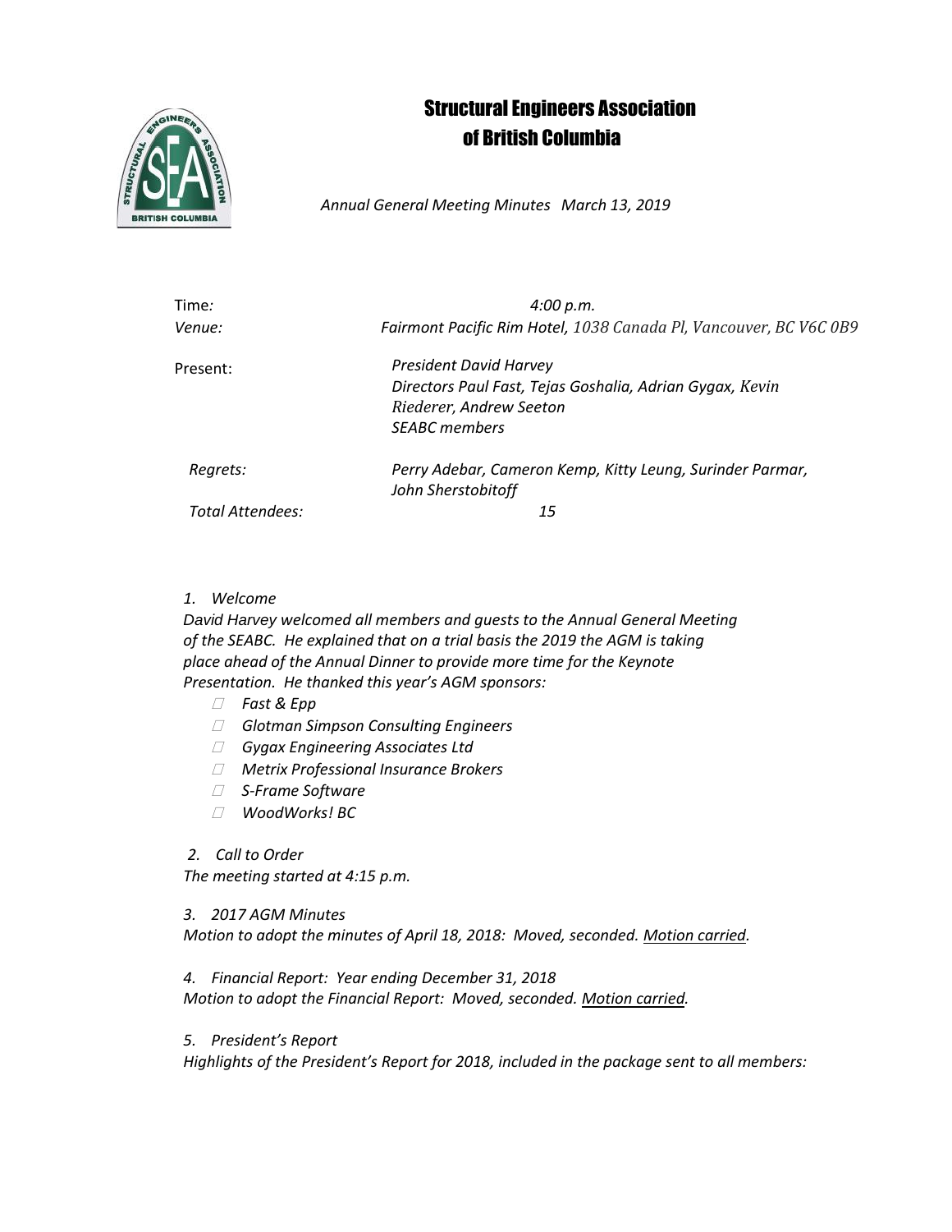# Structural Engineers Association of British Columbia

*Annual General Meeting Minutes March 13, 2019*

| | |
|---|---|
| Time: | *4:00 p.m.* |
| *Venue:* | *Fairmont Pacific Rim Hotel, 1038 Canada Pl, Vancouver, BC V6C 0B9* |
| Present: | *President David Harvey*<br>*Directors Paul Fast, Tejas Goshalia, Adrian Gygax, Kevin Riederer, Andrew Seeton*<br>*SEABC members* |
| *Regrets:* | *Perry Adebar, Cameron Kemp, Kitty Leung, Surinder Parmar, John Sherstobitoff* |
| *Total Attendees:* | *15* |

*1. Welcome*

*David Harvey welcomed all members and guests to the Annual General Meeting of the SEABC. He explained that on a trial basis the 2019 the AGM is taking place ahead of the Annual Dinner to provide more time for the Keynote Presentation. He thanked this year's AGM sponsors:*

- *Fast & Epp*
- *Glotman Simpson Consulting Engineers*
- *Gygax Engineering Associates Ltd*
- *Metrix Professional Insurance Brokers*
- *S-Frame Software*
- *WoodWorks! BC*

*2. Call to Order*

*The meeting started at 4:15 p.m.*

*3. 2017 AGM Minutes*

*Motion to adopt the minutes of April 18, 2018: Moved, seconded. Motion carried.*

*4. Financial Report: Year ending December 31, 2018*

*Motion to adopt the Financial Report: Moved, seconded. Motion carried.*

*5. President's Report*

*Highlights of the President's Report for 2018, included in the package sent to all members:*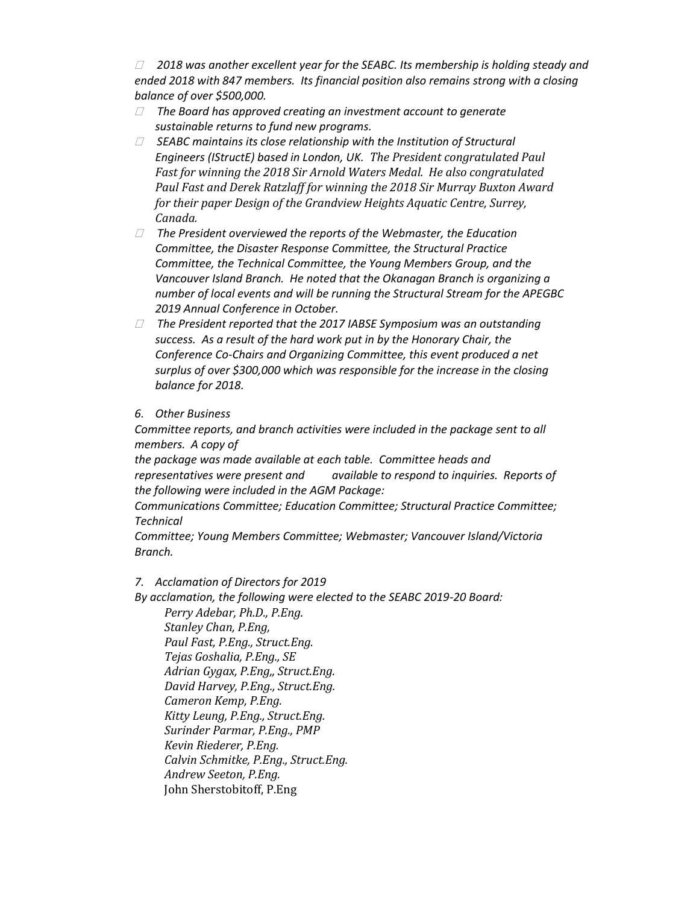- *2018 was another excellent year for the SEABC. Its membership is holding steady and ended 2018 with 847 members. Its financial position also remains strong with a closing balance of over $500,000.*
- *The Board has approved creating an investment account to generate sustainable returns to fund new programs.*
- *SEABC maintains its close relationship with the Institution of Structural Engineers (IStructE) based in London, UK. The President congratulated Paul Fast for winning the 2018 Sir Arnold Waters Medal. He also congratulated Paul Fast and Derek Ratzlaff for winning the 2018 Sir Murray Buxton Award for their paper Design of the Grandview Heights Aquatic Centre, Surrey, Canada.*
- *The President overviewed the reports of the Webmaster, the Education Committee, the Disaster Response Committee, the Structural Practice Committee, the Technical Committee, the Young Members Group, and the Vancouver Island Branch. He noted that the Okanagan Branch is organizing a number of local events and will be running the Structural Stream for the APEGBC 2019 Annual Conference in October.*
- *The President reported that the 2017 IABSE Symposium was an outstanding success. As a result of the hard work put in by the Honorary Chair, the Conference Co-Chairs and Organizing Committee, this event produced a net surplus of over $300,000 which was responsible for the increase in the closing balance for 2018.*

*6. Other Business*

*Committee reports, and branch activities were included in the package sent to all members. A copy of the package was made available at each table. Committee heads and representatives were present and available to respond to inquiries. Reports of the following were included in the AGM Package:*

*Communications Committee; Education Committee; Structural Practice Committee; Technical Committee; Young Members Committee; Webmaster; Vancouver Island/Victoria Branch.*

*7. Acclamation of Directors for 2019*

*By acclamation, the following were elected to the SEABC 2019-20 Board:*

*Perry Adebar, Ph.D., P.Eng.*
*Stanley Chan, P.Eng,*
*Paul Fast, P.Eng., Struct.Eng.*
*Tejas Goshalia, P.Eng., SE*
*Adrian Gygax, P.Eng,, Struct.Eng.*
*David Harvey, P.Eng., Struct.Eng.*
*Cameron Kemp, P.Eng.*
*Kitty Leung, P.Eng., Struct.Eng.*
*Surinder Parmar, P.Eng., PMP*
*Kevin Riederer, P.Eng.*
*Calvin Schmitke, P.Eng., Struct.Eng.*
*Andrew Seeton, P.Eng.*
John Sherstobitoff, P.Eng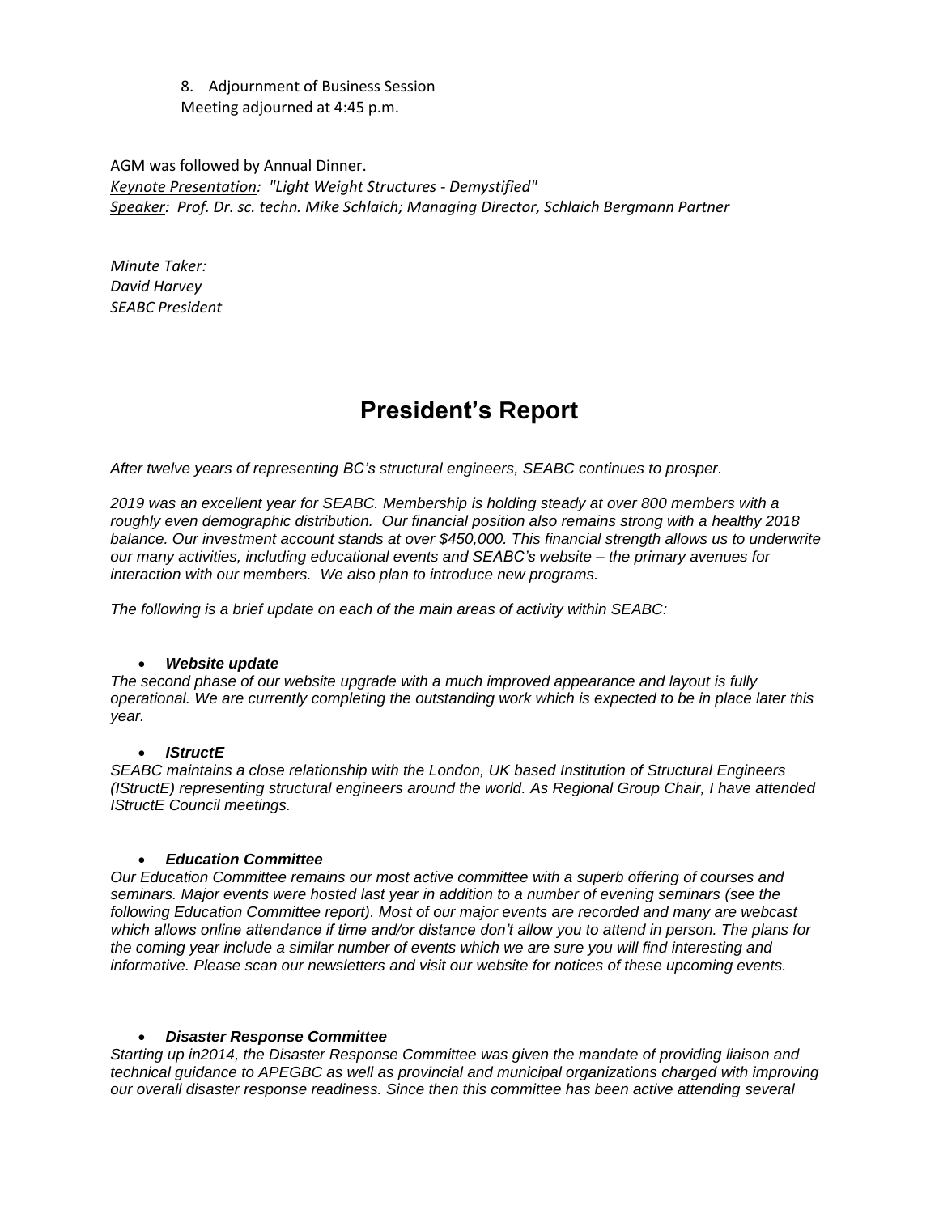8. Adjournment of Business Session
Meeting adjourned at 4:45 p.m.

AGM was followed by Annual Dinner.
*Keynote Presentation: "Light Weight Structures - Demystified"*
*Speaker: Prof. Dr. sc. techn. Mike Schlaich; Managing Director, Schlaich Bergmann Partner*

*Minute Taker:*
*David Harvey*
*SEABC President*

# President's Report

*After twelve years of representing BC's structural engineers, SEABC continues to prosper.*

*2019 was an excellent year for SEABC. Membership is holding steady at over 800 members with a roughly even demographic distribution. Our financial position also remains strong with a healthy 2018 balance. Our investment account stands at over $450,000. This financial strength allows us to underwrite our many activities, including educational events and SEABC's website – the primary avenues for interaction with our members. We also plan to introduce new programs.*

*The following is a brief update on each of the main areas of activity within SEABC:*

- ***Website update***

*The second phase of our website upgrade with a much improved appearance and layout is fully operational. We are currently completing the outstanding work which is expected to be in place later this year.*

- ***IStructE***

*SEABC maintains a close relationship with the London, UK based Institution of Structural Engineers (IStructE) representing structural engineers around the world. As Regional Group Chair, I have attended IStructE Council meetings.*

- ***Education Committee***

*Our Education Committee remains our most active committee with a superb offering of courses and seminars. Major events were hosted last year in addition to a number of evening seminars (see the following Education Committee report). Most of our major events are recorded and many are webcast which allows online attendance if time and/or distance don't allow you to attend in person. The plans for the coming year include a similar number of events which we are sure you will find interesting and informative. Please scan our newsletters and visit our website for notices of these upcoming events.*

- ***Disaster Response Committee***

*Starting up in2014, the Disaster Response Committee was given the mandate of providing liaison and technical guidance to APEGBC as well as provincial and municipal organizations charged with improving our overall disaster response readiness. Since then this committee has been active attending several*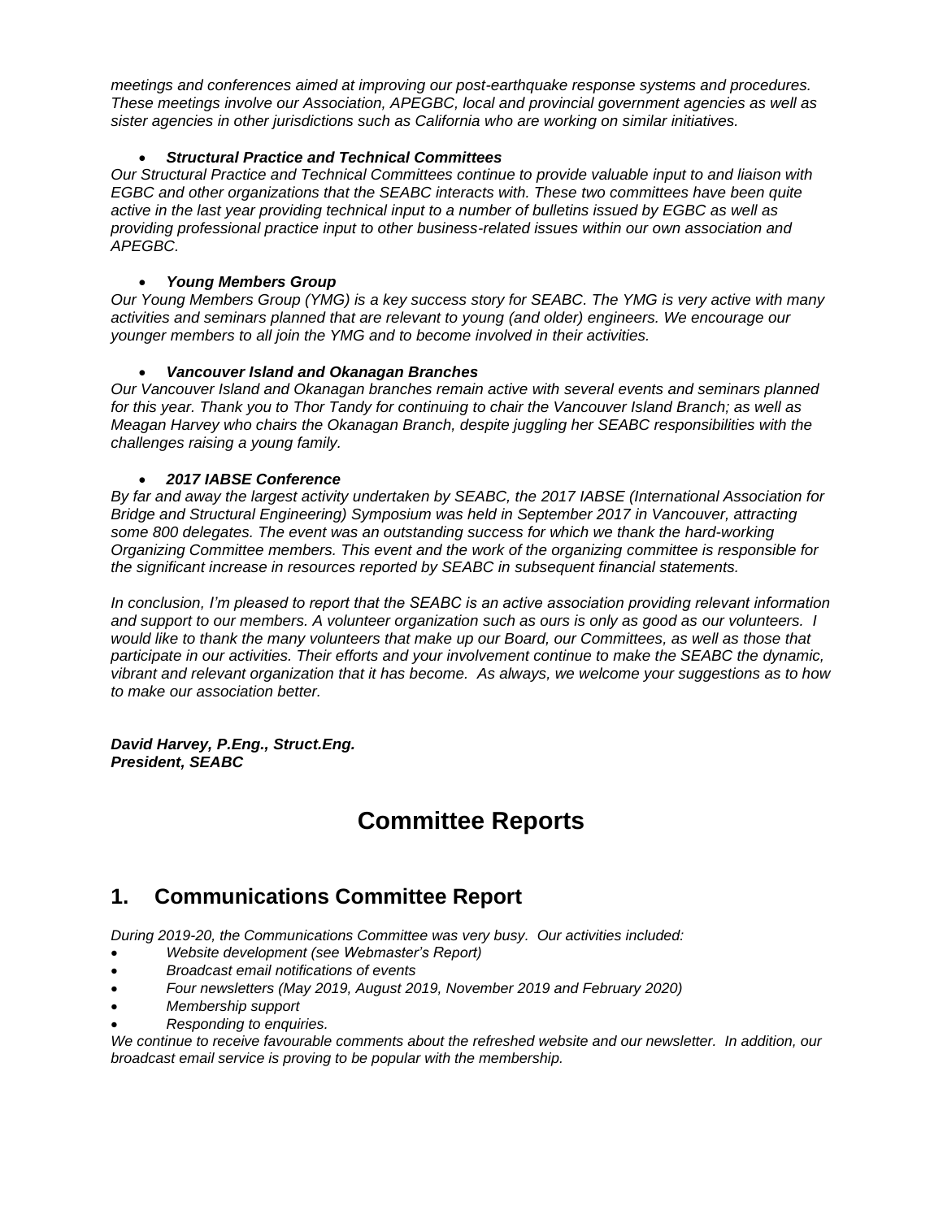*meetings and conferences aimed at improving our post-earthquake response systems and procedures. These meetings involve our Association, APEGBC, local and provincial government agencies as well as sister agencies in other jurisdictions such as California who are working on similar initiatives.*

- ***Structural Practice and Technical Committees***

*Our Structural Practice and Technical Committees continue to provide valuable input to and liaison with EGBC and other organizations that the SEABC interacts with. These two committees have been quite active in the last year providing technical input to a number of bulletins issued by EGBC as well as providing professional practice input to other business-related issues within our own association and APEGBC.*

- ***Young Members Group***

*Our Young Members Group (YMG) is a key success story for SEABC. The YMG is very active with many activities and seminars planned that are relevant to young (and older) engineers. We encourage our younger members to all join the YMG and to become involved in their activities.*

- ***Vancouver Island and Okanagan Branches***

*Our Vancouver Island and Okanagan branches remain active with several events and seminars planned for this year. Thank you to Thor Tandy for continuing to chair the Vancouver Island Branch; as well as Meagan Harvey who chairs the Okanagan Branch, despite juggling her SEABC responsibilities with the challenges raising a young family.*

- ***2017 IABSE Conference***

*By far and away the largest activity undertaken by SEABC, the 2017 IABSE (International Association for Bridge and Structural Engineering) Symposium was held in September 2017 in Vancouver, attracting some 800 delegates. The event was an outstanding success for which we thank the hard-working Organizing Committee members. This event and the work of the organizing committee is responsible for the significant increase in resources reported by SEABC in subsequent financial statements.*

*In conclusion, I'm pleased to report that the SEABC is an active association providing relevant information and support to our members. A volunteer organization such as ours is only as good as our volunteers. I would like to thank the many volunteers that make up our Board, our Committees, as well as those that participate in our activities. Their efforts and your involvement continue to make the SEABC the dynamic, vibrant and relevant organization that it has become. As always, we welcome your suggestions as to how to make our association better.*

***David Harvey, P.Eng., Struct.Eng.***
***President, SEABC***

# Committee Reports

## 1. Communications Committee Report

*During 2019-20, the Communications Committee was very busy. Our activities included:*

- *Website development (see Webmaster's Report)*
- *Broadcast email notifications of events*
- *Four newsletters (May 2019, August 2019, November 2019 and February 2020)*
- *Membership support*
- *Responding to enquiries.*

*We continue to receive favourable comments about the refreshed website and our newsletter. In addition, our broadcast email service is proving to be popular with the membership.*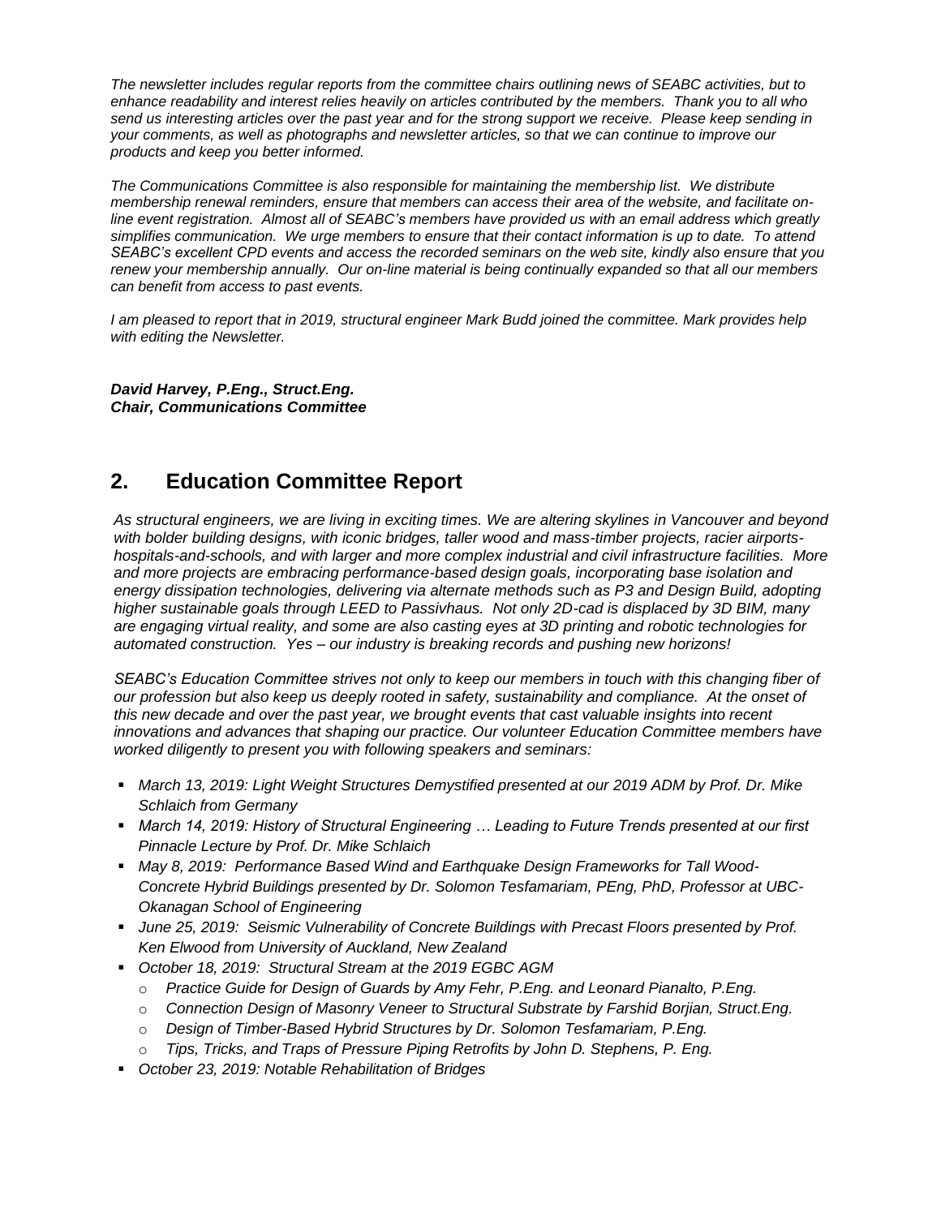*The newsletter includes regular reports from the committee chairs outlining news of SEABC activities, but to enhance readability and interest relies heavily on articles contributed by the members. Thank you to all who send us interesting articles over the past year and for the strong support we receive. Please keep sending in your comments, as well as photographs and newsletter articles, so that we can continue to improve our products and keep you better informed.*

*The Communications Committee is also responsible for maintaining the membership list. We distribute membership renewal reminders, ensure that members can access their area of the website, and facilitate on-line event registration. Almost all of SEABC's members have provided us with an email address which greatly simplifies communication. We urge members to ensure that their contact information is up to date. To attend SEABC's excellent CPD events and access the recorded seminars on the web site, kindly also ensure that you renew your membership annually. Our on-line material is being continually expanded so that all our members can benefit from access to past events.*

*I am pleased to report that in 2019, structural engineer Mark Budd joined the committee. Mark provides help with editing the Newsletter.*

***David Harvey, P.Eng., Struct.Eng.***
***Chair, Communications Committee***

## 2. Education Committee Report

*As structural engineers, we are living in exciting times. We are altering skylines in Vancouver and beyond with bolder building designs, with iconic bridges, taller wood and mass-timber projects, racier airports-hospitals-and-schools, and with larger and more complex industrial and civil infrastructure facilities. More and more projects are embracing performance-based design goals, incorporating base isolation and energy dissipation technologies, delivering via alternate methods such as P3 and Design Build, adopting higher sustainable goals through LEED to Passivhaus. Not only 2D-cad is displaced by 3D BIM, many are engaging virtual reality, and some are also casting eyes at 3D printing and robotic technologies for automated construction. Yes – our industry is breaking records and pushing new horizons!*

*SEABC's Education Committee strives not only to keep our members in touch with this changing fiber of our profession but also keep us deeply rooted in safety, sustainability and compliance. At the onset of this new decade and over the past year, we brought events that cast valuable insights into recent innovations and advances that shaping our practice. Our volunteer Education Committee members have worked diligently to present you with following speakers and seminars:*

- *March 13, 2019: Light Weight Structures Demystified presented at our 2019 ADM by Prof. Dr. Mike Schlaich from Germany*
- *March 14, 2019: History of Structural Engineering … Leading to Future Trends presented at our first Pinnacle Lecture by Prof. Dr. Mike Schlaich*
- *May 8, 2019: Performance Based Wind and Earthquake Design Frameworks for Tall Wood-Concrete Hybrid Buildings presented by Dr. Solomon Tesfamariam, PEng, PhD, Professor at UBC-Okanagan School of Engineering*
- *June 25, 2019: Seismic Vulnerability of Concrete Buildings with Precast Floors presented by Prof. Ken Elwood from University of Auckland, New Zealand*
- *October 18, 2019: Structural Stream at the 2019 EGBC AGM*
  - *Practice Guide for Design of Guards by Amy Fehr, P.Eng. and Leonard Pianalto, P.Eng.*
  - *Connection Design of Masonry Veneer to Structural Substrate by Farshid Borjian, Struct.Eng.*
  - *Design of Timber-Based Hybrid Structures by Dr. Solomon Tesfamariam, P.Eng.*
  - *Tips, Tricks, and Traps of Pressure Piping Retrofits by John D. Stephens, P. Eng.*
- *October 23, 2019: Notable Rehabilitation of Bridges*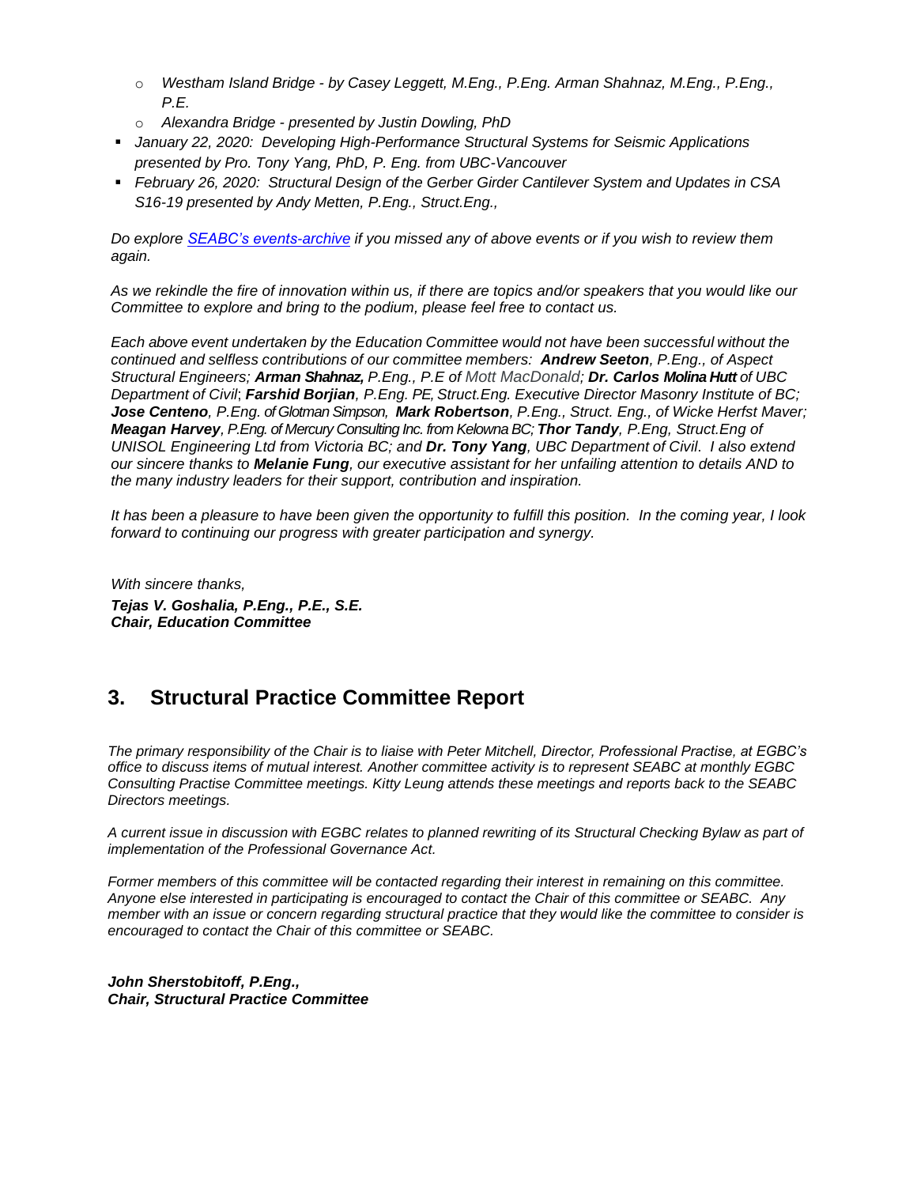- *Westham Island Bridge - by Casey Leggett, M.Eng., P.Eng. Arman Shahnaz, M.Eng., P.Eng., P.E.*
- *Alexandra Bridge - presented by Justin Dowling, PhD*

- *January 22, 2020: Developing High-Performance Structural Systems for Seismic Applications presented by Pro. Tony Yang, PhD, P. Eng. from UBC-Vancouver*
- *February 26, 2020: Structural Design of the Gerber Girder Cantilever System and Updates in CSA S16-19 presented by Andy Metten, P.Eng., Struct.Eng.,*

*Do explore SEABC's events-archive if you missed any of above events or if you wish to review them again.*

*As we rekindle the fire of innovation within us, if there are topics and/or speakers that you would like our Committee to explore and bring to the podium, please feel free to contact us.*

*Each above event undertaken by the Education Committee would not have been successful without the continued and selfless contributions of our committee members: **Andrew Seeton**, P.Eng., of Aspect Structural Engineers; **Arman Shahnaz,** P.Eng., P.E of Mott MacDonald; **Dr. Carlos Molina Hutt** of UBC Department of Civil; **Farshid Borjian**, P.Eng. PE, Struct.Eng. Executive Director Masonry Institute of BC; **Jose Centeno**, P.Eng. of Glotman Simpson, **Mark Robertson**, P.Eng., Struct. Eng., of Wicke Herfst Maver; **Meagan Harvey**, P.Eng. of Mercury Consulting Inc. from Kelowna BC; **Thor Tandy**, P.Eng, Struct.Eng of UNISOL Engineering Ltd from Victoria BC; and **Dr. Tony Yang**, UBC Department of Civil. I also extend our sincere thanks to **Melanie Fung**, our executive assistant for her unfailing attention to details AND to the many industry leaders for their support, contribution and inspiration.*

*It has been a pleasure to have been given the opportunity to fulfill this position. In the coming year, I look forward to continuing our progress with greater participation and synergy.*

*With sincere thanks,*
***Tejas V. Goshalia, P.Eng., P.E., S.E.***
***Chair, Education Committee***

## 3. Structural Practice Committee Report

*The primary responsibility of the Chair is to liaise with Peter Mitchell, Director, Professional Practise, at EGBC's office to discuss items of mutual interest. Another committee activity is to represent SEABC at monthly EGBC Consulting Practise Committee meetings. Kitty Leung attends these meetings and reports back to the SEABC Directors meetings.*

*A current issue in discussion with EGBC relates to planned rewriting of its Structural Checking Bylaw as part of implementation of the Professional Governance Act.*

*Former members of this committee will be contacted regarding their interest in remaining on this committee. Anyone else interested in participating is encouraged to contact the Chair of this committee or SEABC. Any member with an issue or concern regarding structural practice that they would like the committee to consider is encouraged to contact the Chair of this committee or SEABC.*

***John Sherstobitoff, P.Eng.,***
***Chair, Structural Practice Committee***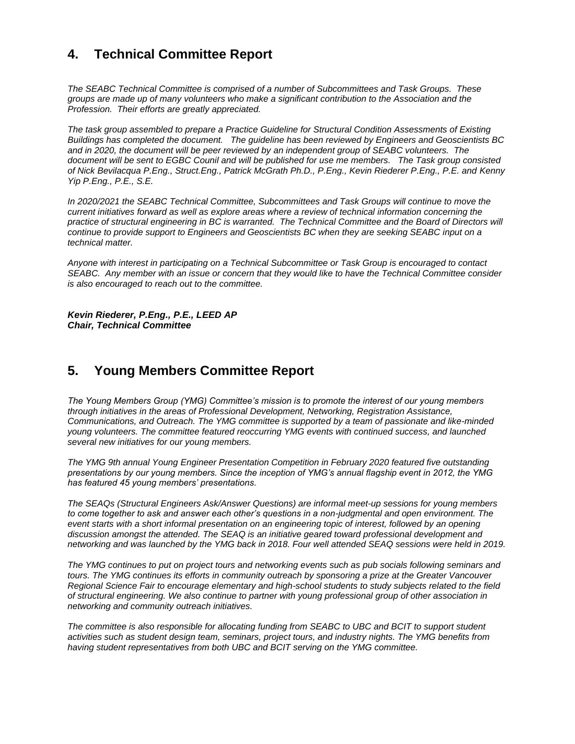## 4. Technical Committee Report

*The SEABC Technical Committee is comprised of a number of Subcommittees and Task Groups. These groups are made up of many volunteers who make a significant contribution to the Association and the Profession. Their efforts are greatly appreciated.*

*The task group assembled to prepare a Practice Guideline for Structural Condition Assessments of Existing Buildings has completed the document. The guideline has been reviewed by Engineers and Geoscientists BC and in 2020, the document will be peer reviewed by an independent group of SEABC volunteers. The document will be sent to EGBC Counil and will be published for use me members. The Task group consisted of Nick Bevilacqua P.Eng., Struct.Eng., Patrick McGrath Ph.D., P.Eng., Kevin Riederer P.Eng., P.E. and Kenny Yip P.Eng., P.E., S.E.*

*In 2020/2021 the SEABC Technical Committee, Subcommittees and Task Groups will continue to move the current initiatives forward as well as explore areas where a review of technical information concerning the practice of structural engineering in BC is warranted. The Technical Committee and the Board of Directors will continue to provide support to Engineers and Geoscientists BC when they are seeking SEABC input on a technical matter.*

*Anyone with interest in participating on a Technical Subcommittee or Task Group is encouraged to contact SEABC. Any member with an issue or concern that they would like to have the Technical Committee consider is also encouraged to reach out to the committee.*

***Kevin Riederer, P.Eng., P.E., LEED AP***
***Chair, Technical Committee***

## 5. Young Members Committee Report

*The Young Members Group (YMG) Committee's mission is to promote the interest of our young members through initiatives in the areas of Professional Development, Networking, Registration Assistance, Communications, and Outreach. The YMG committee is supported by a team of passionate and like-minded young volunteers. The committee featured reoccurring YMG events with continued success, and launched several new initiatives for our young members.*

*The YMG 9th annual Young Engineer Presentation Competition in February 2020 featured five outstanding presentations by our young members. Since the inception of YMG's annual flagship event in 2012, the YMG has featured 45 young members' presentations.*

*The SEAQs (Structural Engineers Ask/Answer Questions) are informal meet-up sessions for young members to come together to ask and answer each other's questions in a non-judgmental and open environment. The event starts with a short informal presentation on an engineering topic of interest, followed by an opening discussion amongst the attended. The SEAQ is an initiative geared toward professional development and networking and was launched by the YMG back in 2018. Four well attended SEAQ sessions were held in 2019.*

*The YMG continues to put on project tours and networking events such as pub socials following seminars and tours. The YMG continues its efforts in community outreach by sponsoring a prize at the Greater Vancouver Regional Science Fair to encourage elementary and high-school students to study subjects related to the field of structural engineering. We also continue to partner with young professional group of other association in networking and community outreach initiatives.*

*The committee is also responsible for allocating funding from SEABC to UBC and BCIT to support student activities such as student design team, seminars, project tours, and industry nights. The YMG benefits from having student representatives from both UBC and BCIT serving on the YMG committee.*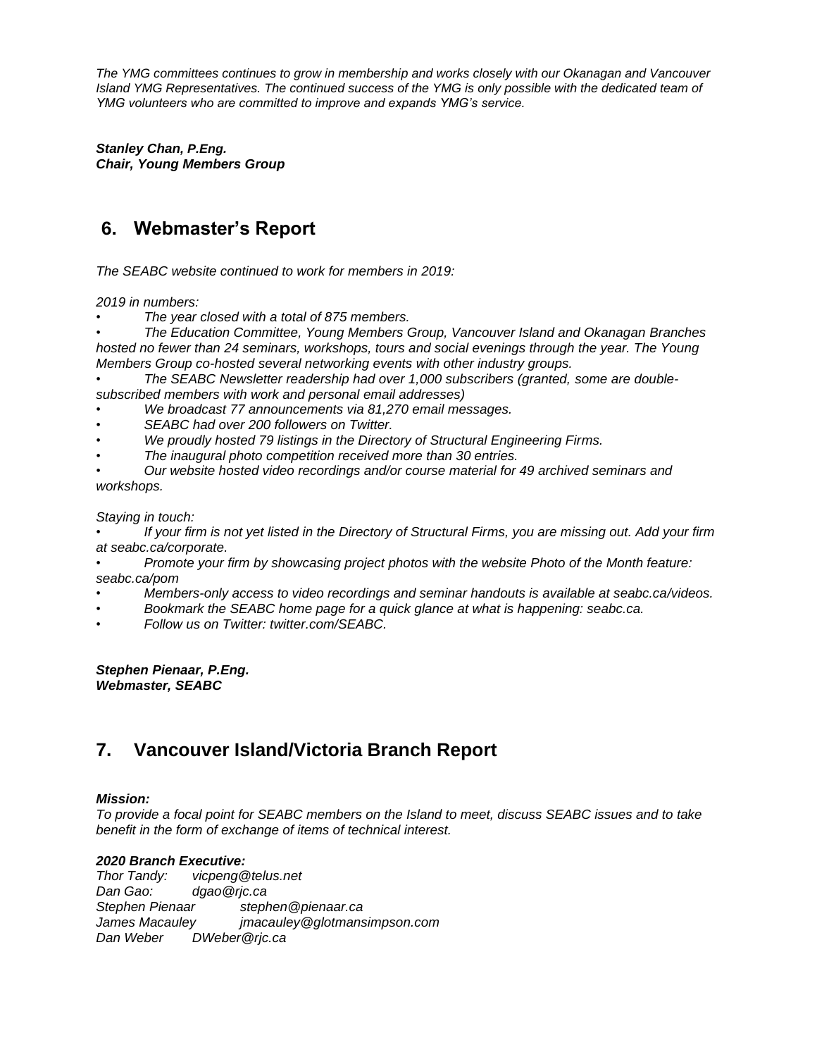*The YMG committees continues to grow in membership and works closely with our Okanagan and Vancouver Island YMG Representatives. The continued success of the YMG is only possible with the dedicated team of YMG volunteers who are committed to improve and expands YMG's service.*

***Stanley Chan, P.Eng.***
***Chair, Young Members Group***

## 6. Webmaster's Report

*The SEABC website continued to work for members in 2019:*

*2019 in numbers:*

- *The year closed with a total of 875 members.*
- *The Education Committee, Young Members Group, Vancouver Island and Okanagan Branches hosted no fewer than 24 seminars, workshops, tours and social evenings through the year. The Young Members Group co-hosted several networking events with other industry groups.*
- *The SEABC Newsletter readership had over 1,000 subscribers (granted, some are double-subscribed members with work and personal email addresses)*
- *We broadcast 77 announcements via 81,270 email messages.*
- *SEABC had over 200 followers on Twitter.*
- *We proudly hosted 79 listings in the Directory of Structural Engineering Firms.*
- *The inaugural photo competition received more than 30 entries.*
- *Our website hosted video recordings and/or course material for 49 archived seminars and workshops.*

*Staying in touch:*

- *If your firm is not yet listed in the Directory of Structural Firms, you are missing out. Add your firm at seabc.ca/corporate.*
- *Promote your firm by showcasing project photos with the website Photo of the Month feature: seabc.ca/pom*
- *Members-only access to video recordings and seminar handouts is available at seabc.ca/videos.*
- *Bookmark the SEABC home page for a quick glance at what is happening: seabc.ca.*
- *Follow us on Twitter: twitter.com/SEABC.*

***Stephen Pienaar, P.Eng.***
***Webmaster, SEABC***

## 7. Vancouver Island/Victoria Branch Report

***Mission:***
*To provide a focal point for SEABC members on the Island to meet, discuss SEABC issues and to take benefit in the form of exchange of items of technical interest.*

***2020 Branch Executive:***
*Thor Tandy: vicpeng@telus.net*
*Dan Gao: dgao@rjc.ca*
*Stephen Pienaar stephen@pienaar.ca*
*James Macauley jmacauley@glotmansimpson.com*
*Dan Weber DWeber@rjc.ca*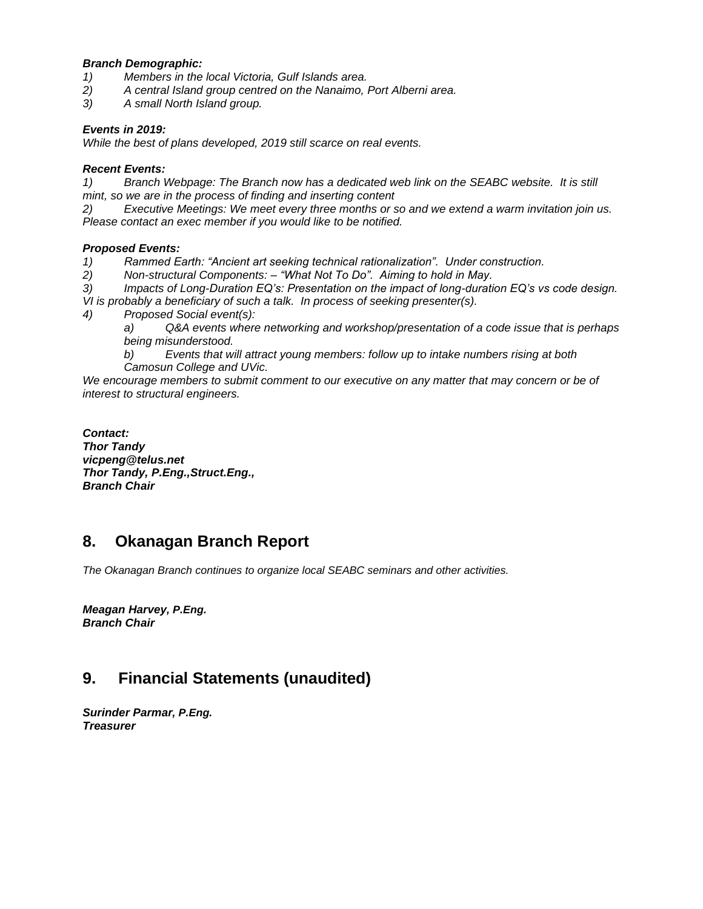***Branch Demographic:***

1) *Members in the local Victoria, Gulf Islands area.*
2) *A central Island group centred on the Nanaimo, Port Alberni area.*
3) *A small North Island group.*

***Events in 2019:***

*While the best of plans developed, 2019 still scarce on real events.*

***Recent Events:***

1) *Branch Webpage: The Branch now has a dedicated web link on the SEABC website. It is still mint, so we are in the process of finding and inserting content*
2) *Executive Meetings: We meet every three months or so and we extend a warm invitation join us. Please contact an exec member if you would like to be notified.*

***Proposed Events:***

1) *Rammed Earth: "Ancient art seeking technical rationalization". Under construction.*
2) *Non-structural Components: – "What Not To Do". Aiming to hold in May.*
3) *Impacts of Long-Duration EQ's: Presentation on the impact of long-duration EQ's vs code design. VI is probably a beneficiary of such a talk. In process of seeking presenter(s).*
4) *Proposed Social event(s):*
   a) *Q&A events where networking and workshop/presentation of a code issue that is perhaps being misunderstood.*
   b) *Events that will attract young members: follow up to intake numbers rising at both Camosun College and UVic.*

*We encourage members to submit comment to our executive on any matter that may concern or be of interest to structural engineers.*

***Contact:***
***Thor Tandy***
***vicpeng@telus.net***
***Thor Tandy, P.Eng.,Struct.Eng.,***
***Branch Chair***

## 8. Okanagan Branch Report

*The Okanagan Branch continues to organize local SEABC seminars and other activities.*

***Meagan Harvey, P.Eng.***
***Branch Chair***

## 9. Financial Statements (unaudited)

***Surinder Parmar, P.Eng.***
***Treasurer***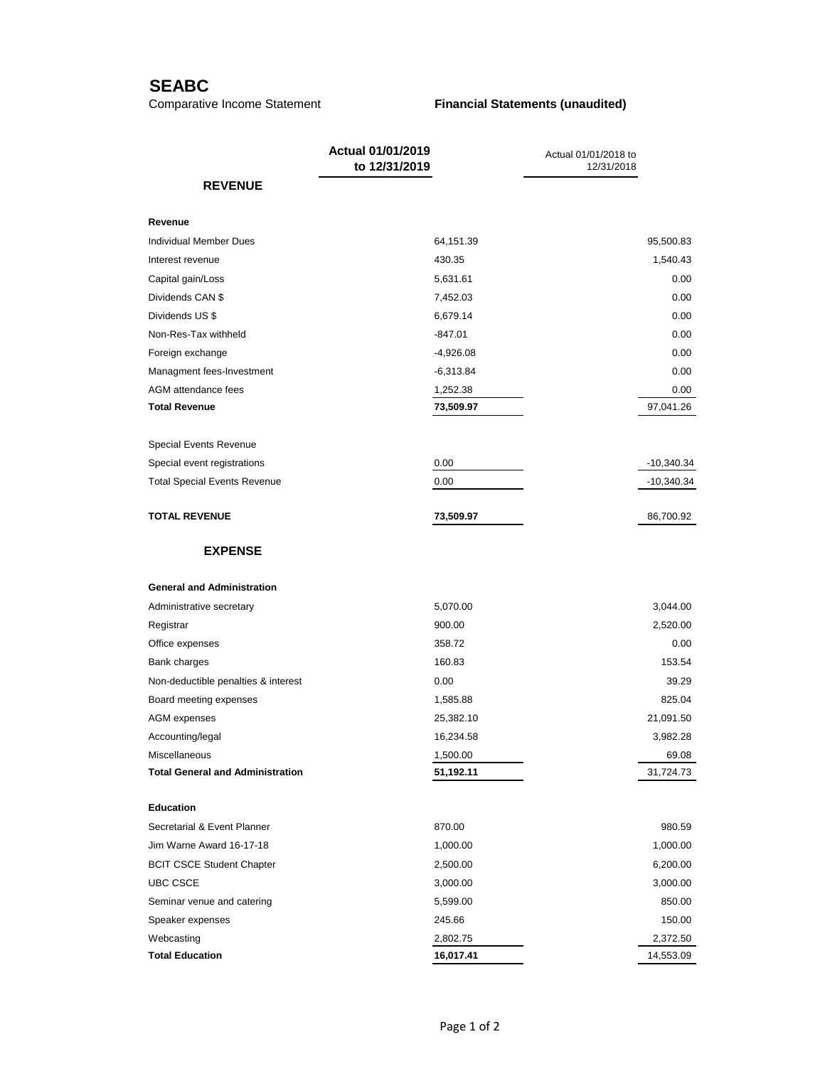# SEABC

Comparative Income Statement

**Financial Statements (unaudited)**

| | **Actual 01/01/2019 to 12/31/2019** | Actual 01/01/2018 to 12/31/2018 |
|---|---|---|
| **REVENUE** | | |
| **Revenue** | | |
| Individual Member Dues | 64,151.39 | 95,500.83 |
| Interest revenue | 430.35 | 1,540.43 |
| Capital gain/Loss | 5,631.61 | 0.00 |
| Dividends CAN $ | 7,452.03 | 0.00 |
| Dividends US $ | 6,679.14 | 0.00 |
| Non-Res-Tax withheld | -847.01 | 0.00 |
| Foreign exchange | -4,926.08 | 0.00 |
| Managment fees-Investment | -6,313.84 | 0.00 |
| AGM attendance fees | 1,252.38 | 0.00 |
| **Total Revenue** | **73,509.97** | 97,041.26 |
| Special Events Revenue | | |
| Special event registrations | 0.00 | -10,340.34 |
| Total Special Events Revenue | 0.00 | -10,340.34 |
| **TOTAL REVENUE** | **73,509.97** | 86,700.92 |
| **EXPENSE** | | |
| **General and Administration** | | |
| Administrative secretary | 5,070.00 | 3,044.00 |
| Registrar | 900.00 | 2,520.00 |
| Office expenses | 358.72 | 0.00 |
| Bank charges | 160.83 | 153.54 |
| Non-deductible penalties & interest | 0.00 | 39.29 |
| Board meeting expenses | 1,585.88 | 825.04 |
| AGM expenses | 25,382.10 | 21,091.50 |
| Accounting/legal | 16,234.58 | 3,982.28 |
| Miscellaneous | 1,500.00 | 69.08 |
| **Total General and Administration** | **51,192.11** | 31,724.73 |
| **Education** | | |
| Secretarial & Event Planner | 870.00 | 980.59 |
| Jim Warne Award 16-17-18 | 1,000.00 | 1,000.00 |
| BCIT CSCE Student Chapter | 2,500.00 | 6,200.00 |
| UBC CSCE | 3,000.00 | 3,000.00 |
| Seminar venue and catering | 5,599.00 | 850.00 |
| Speaker expenses | 245.66 | 150.00 |
| Webcasting | 2,802.75 | 2,372.50 |
| **Total Education** | **16,017.41** | 14,553.09 |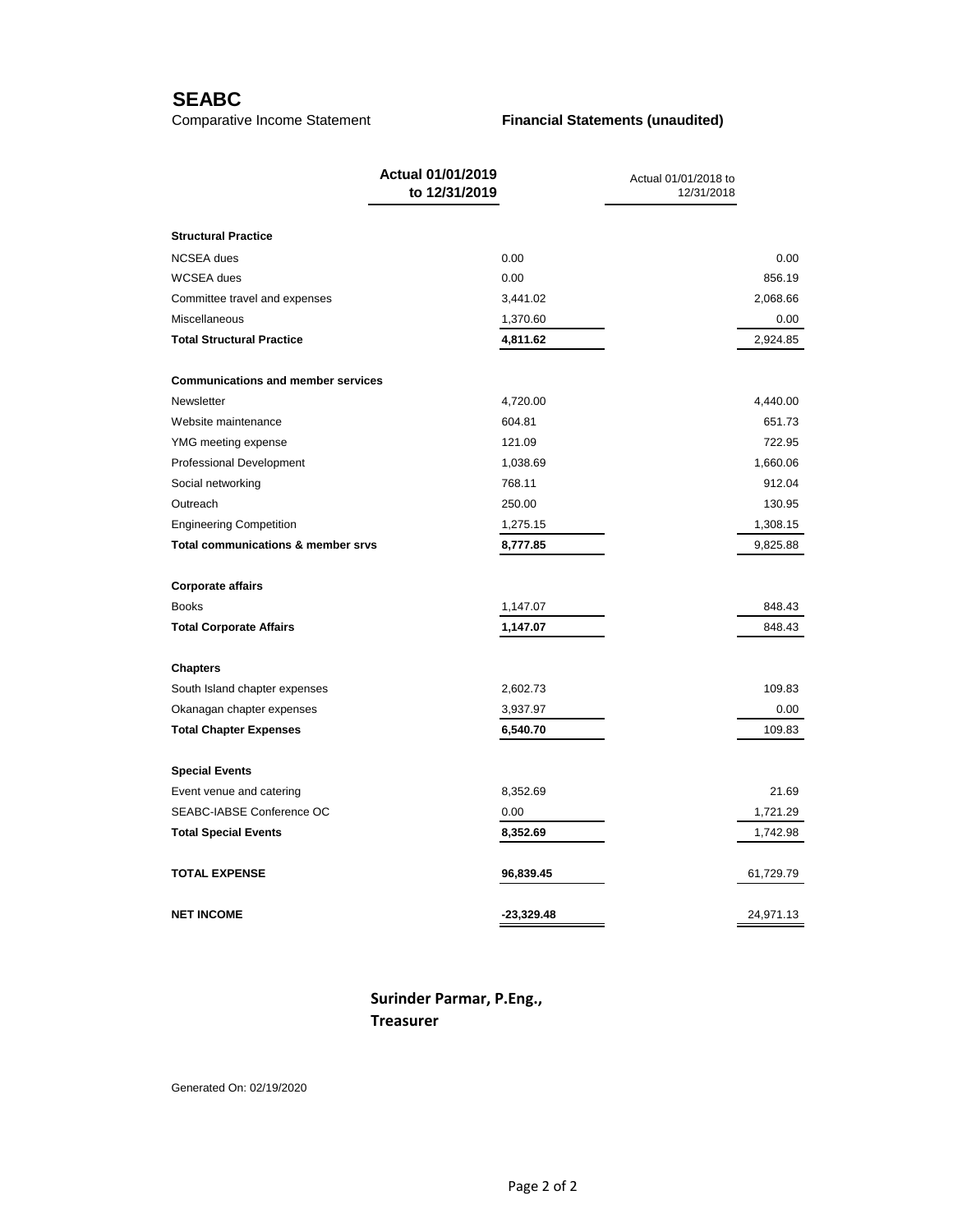# SEABC

Comparative Income Statement **Financial Statements (unaudited)**

| | **Actual 01/01/2019 to 12/31/2019** | Actual 01/01/2018 to 12/31/2018 |
|---|---|---|
| **Structural Practice** | | |
| NCSEA dues | 0.00 | 0.00 |
| WCSEA dues | 0.00 | 856.19 |
| Committee travel and expenses | 3,441.02 | 2,068.66 |
| Miscellaneous | 1,370.60 | 0.00 |
| **Total Structural Practice** | **4,811.62** | 2,924.85 |
| **Communications and member services** | | |
| Newsletter | 4,720.00 | 4,440.00 |
| Website maintenance | 604.81 | 651.73 |
| YMG meeting expense | 121.09 | 722.95 |
| Professional Development | 1,038.69 | 1,660.06 |
| Social networking | 768.11 | 912.04 |
| Outreach | 250.00 | 130.95 |
| Engineering Competition | 1,275.15 | 1,308.15 |
| **Total communications & member srvs** | **8,777.85** | 9,825.88 |
| **Corporate affairs** | | |
| Books | 1,147.07 | 848.43 |
| **Total Corporate Affairs** | **1,147.07** | 848.43 |
| **Chapters** | | |
| South Island chapter expenses | 2,602.73 | 109.83 |
| Okanagan chapter expenses | 3,937.97 | 0.00 |
| **Total Chapter Expenses** | **6,540.70** | 109.83 |
| **Special Events** | | |
| Event venue and catering | 8,352.69 | 21.69 |
| SEABC-IABSE Conference OC | 0.00 | 1,721.29 |
| **Total Special Events** | **8,352.69** | 1,742.98 |
| **TOTAL EXPENSE** | **96,839.45** | 61,729.79 |
| **NET INCOME** | **-23,329.48** | 24,971.13 |

**Surinder Parmar, P.Eng.,**
**Treasurer**

Generated On: 02/19/2020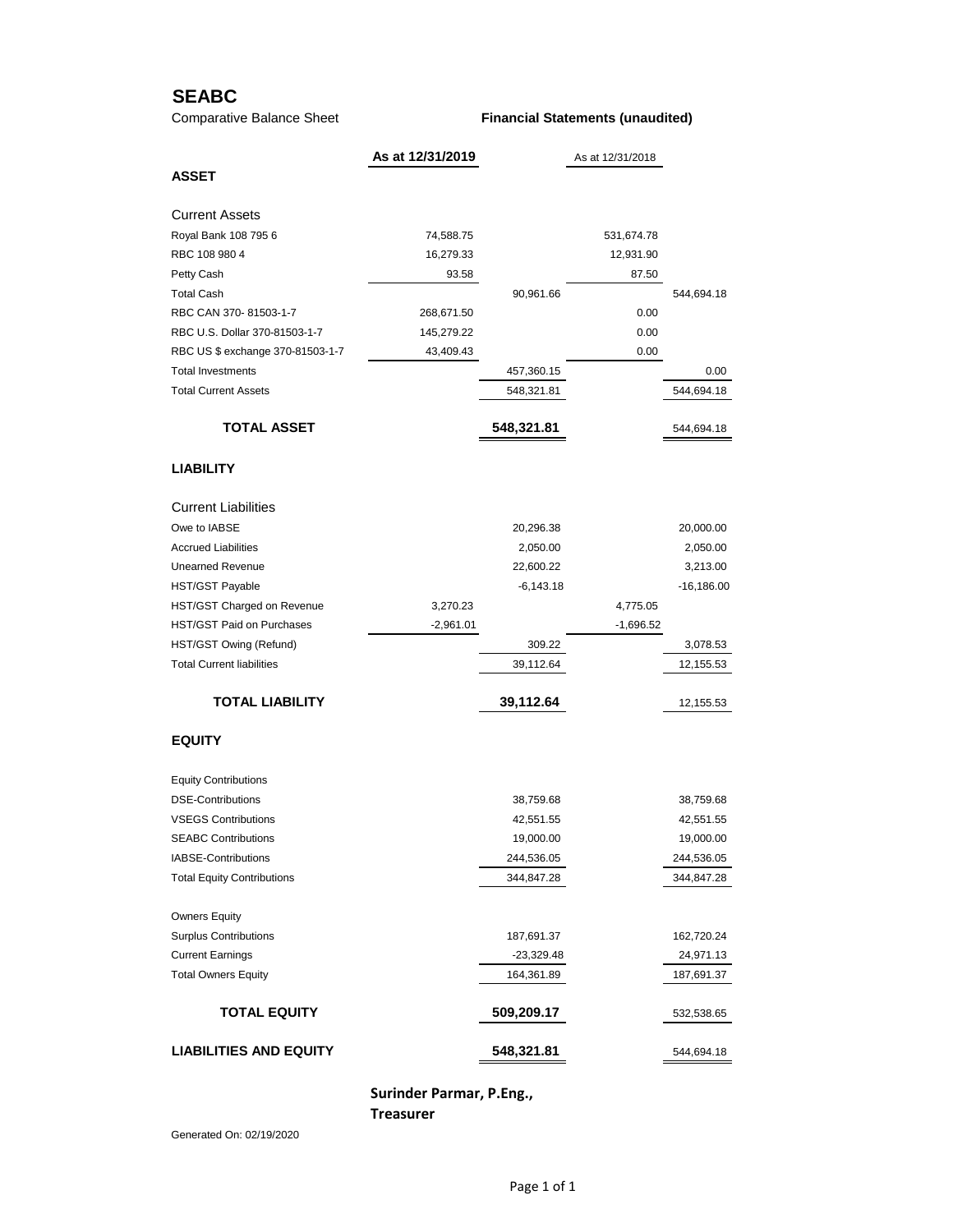# SEABC

Comparative Balance Sheet **Financial Statements (unaudited)**

| | **As at 12/31/2019** | | As at 12/31/2018 | |
|---|---|---|---|---|
| **ASSET** | | | | |
| Current Assets | | | | |
| Royal Bank 108 795 6 | 74,588.75 | | 531,674.78 | |
| RBC 108 980 4 | 16,279.33 | | 12,931.90 | |
| Petty Cash | 93.58 | | 87.50 | |
| Total Cash | | 90,961.66 | | 544,694.18 |
| RBC CAN 370- 81503-1-7 | 268,671.50 | | 0.00 | |
| RBC U.S. Dollar 370-81503-1-7 | 145,279.22 | | 0.00 | |
| RBC US $ exchange 370-81503-1-7 | 43,409.43 | | 0.00 | |
| Total Investments | | 457,360.15 | | 0.00 |
| Total Current Assets | | 548,321.81 | | 544,694.18 |
| **TOTAL ASSET** | | **548,321.81** | | 544,694.18 |
| **LIABILITY** | | | | |
| Current Liabilities | | | | |
| Owe to IABSE | | 20,296.38 | | 20,000.00 |
| Accrued Liabilities | | 2,050.00 | | 2,050.00 |
| Unearned Revenue | | 22,600.22 | | 3,213.00 |
| HST/GST Payable | | -6,143.18 | | -16,186.00 |
| HST/GST Charged on Revenue | 3,270.23 | | 4,775.05 | |
| HST/GST Paid on Purchases | -2,961.01 | | -1,696.52 | |
| HST/GST Owing (Refund) | | 309.22 | | 3,078.53 |
| Total Current liabilities | | 39,112.64 | | 12,155.53 |
| **TOTAL LIABILITY** | | **39,112.64** | | 12,155.53 |
| **EQUITY** | | | | |
| Equity Contributions | | | | |
| DSE-Contributions | | 38,759.68 | | 38,759.68 |
| VSEGS Contributions | | 42,551.55 | | 42,551.55 |
| SEABC Contributions | | 19,000.00 | | 19,000.00 |
| IABSE-Contributions | | 244,536.05 | | 244,536.05 |
| Total Equity Contributions | | 344,847.28 | | 344,847.28 |
| Owners Equity | | | | |
| Surplus Contributions | | 187,691.37 | | 162,720.24 |
| Current Earnings | | -23,329.48 | | 24,971.13 |
| Total Owners Equity | | 164,361.89 | | 187,691.37 |
| **TOTAL EQUITY** | | **509,209.17** | | 532,538.65 |
| **LIABILITIES AND EQUITY** | | **548,321.81** | | 544,694.18 |

**Surinder Parmar, P.Eng.,**
**Treasurer**

Generated On: 02/19/2020